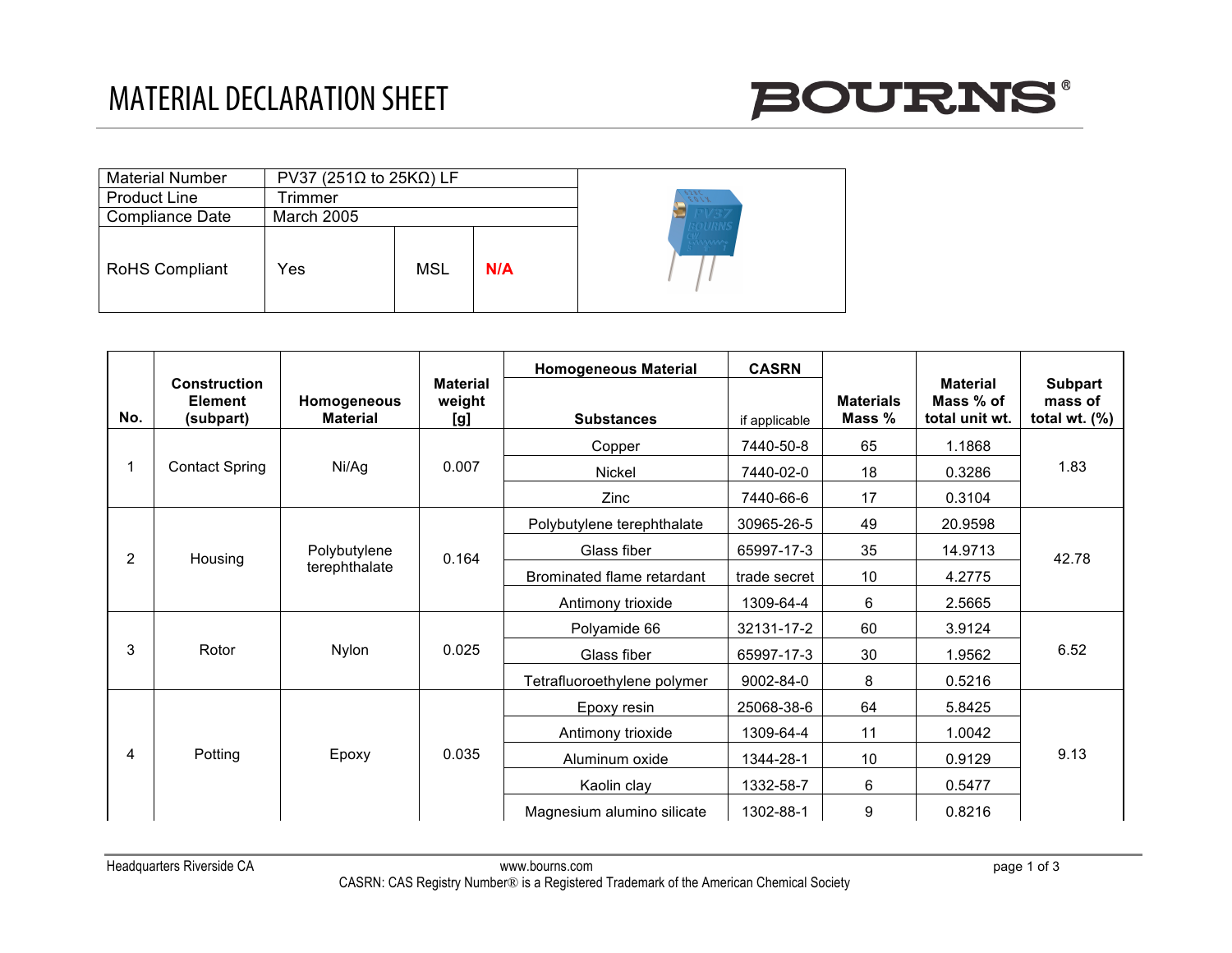# MATERIAL DECLARATION SHEET

BOURNS®

| Material Number | PV37 (251Ω to 25KΩ) LF | | |
|---|---|---|---|
| Product Line | Trimmer | | |
| Compliance Date | March 2005 | | |
| RoHS Compliant | Yes | MSL | N/A |

| No. | Construction Element (subpart) | Homogeneous Material | Material weight [g] | Homogeneous Material Substances | CASRN if applicable | Materials Mass % | Material Mass % of total unit wt. | Subpart mass of total wt. (%) |
|---|---|---|---|---|---|---|---|---|
| 1 | Contact Spring | Ni/Ag | 0.007 | Copper | 7440-50-8 | 65 | 1.1868 | 1.83 |
| | | | | Nickel | 7440-02-0 | 18 | 0.3286 | |
| | | | | Zinc | 7440-66-6 | 17 | 0.3104 | |
| 2 | Housing | Polybutylene terephthalate | 0.164 | Polybutylene terephthalate | 30965-26-5 | 49 | 20.9598 | 42.78 |
| | | | | Glass fiber | 65997-17-3 | 35 | 14.9713 | |
| | | | | Brominated flame retardant | trade secret | 10 | 4.2775 | |
| | | | | Antimony trioxide | 1309-64-4 | 6 | 2.5665 | |
| 3 | Rotor | Nylon | 0.025 | Polyamide 66 | 32131-17-2 | 60 | 3.9124 | 6.52 |
| | | | | Glass fiber | 65997-17-3 | 30 | 1.9562 | |
| | | | | Tetrafluoroethylene polymer | 9002-84-0 | 8 | 0.5216 | |
| 4 | Potting | Epoxy | 0.035 | Epoxy resin | 25068-38-6 | 64 | 5.8425 | 9.13 |
| | | | | Antimony trioxide | 1309-64-4 | 11 | 1.0042 | |
| | | | | Aluminum oxide | 1344-28-1 | 10 | 0.9129 | |
| | | | | Kaolin clay | 1332-58-7 | 6 | 0.5477 | |
| | | | | Magnesium alumino silicate | 1302-88-1 | 9 | 0.8216 | |

Headquarters Riverside CA www.bourns.com

CASRN: CAS Registry Number® is a Registered Trademark of the American Chemical Society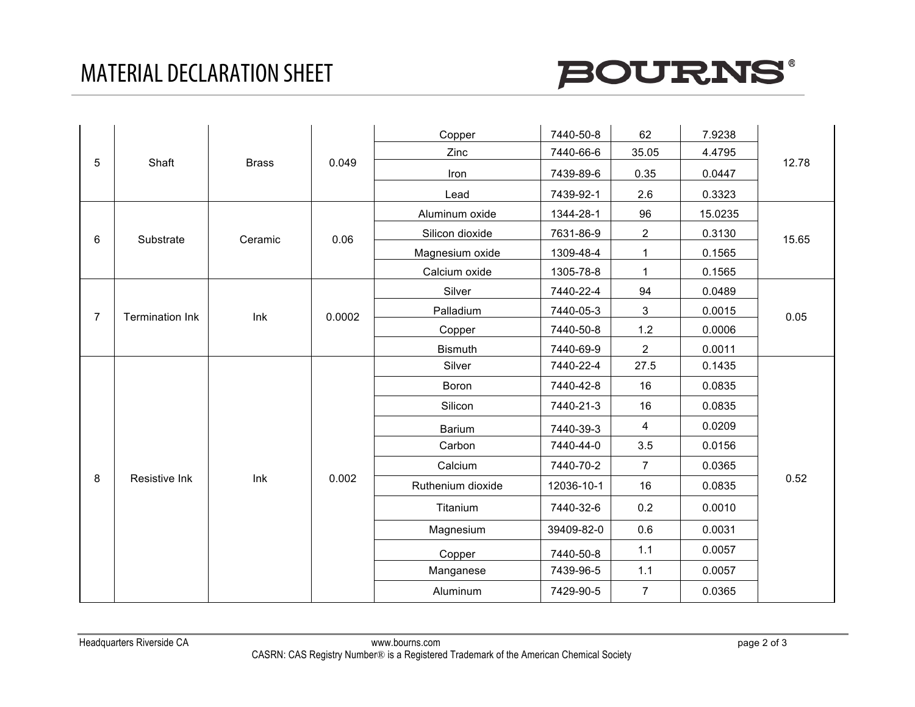# MATERIAL DECLARATION SHEET

| | | | | | | | | |
|---|---|---|---|---|---|---|---|---|
| 5 | Shaft | Brass | 0.049 | Copper | 7440-50-8 | 62 | 7.9238 | 12.78 |
| | | | | Zinc | 7440-66-6 | 35.05 | 4.4795 | |
| | | | | Iron | 7439-89-6 | 0.35 | 0.0447 | |
| | | | | Lead | 7439-92-1 | 2.6 | 0.3323 | |
| 6 | Substrate | Ceramic | 0.06 | Aluminum oxide | 1344-28-1 | 96 | 15.0235 | 15.65 |
| | | | | Silicon dioxide | 7631-86-9 | 2 | 0.3130 | |
| | | | | Magnesium oxide | 1309-48-4 | 1 | 0.1565 | |
| | | | | Calcium oxide | 1305-78-8 | 1 | 0.1565 | |
| 7 | Termination Ink | Ink | 0.0002 | Silver | 7440-22-4 | 94 | 0.0489 | 0.05 |
| | | | | Palladium | 7440-05-3 | 3 | 0.0015 | |
| | | | | Copper | 7440-50-8 | 1.2 | 0.0006 | |
| | | | | Bismuth | 7440-69-9 | 2 | 0.0011 | |
| 8 | Resistive Ink | Ink | 0.002 | Silver | 7440-22-4 | 27.5 | 0.1435 | 0.52 |
| | | | | Boron | 7440-42-8 | 16 | 0.0835 | |
| | | | | Silicon | 7440-21-3 | 16 | 0.0835 | |
| | | | | Barium | 7440-39-3 | 4 | 0.0209 | |
| | | | | Carbon | 7440-44-0 | 3.5 | 0.0156 | |
| | | | | Calcium | 7440-70-2 | 7 | 0.0365 | |
| | | | | Ruthenium dioxide | 12036-10-1 | 16 | 0.0835 | |
| | | | | Titanium | 7440-32-6 | 0.2 | 0.0010 | |
| | | | | Magnesium | 39409-82-0 | 0.6 | 0.0031 | |
| | | | | Copper | 7440-50-8 | 1.1 | 0.0057 | |
| | | | | Manganese | 7439-96-5 | 1.1 | 0.0057 | |
| | | | | Aluminum | 7429-90-5 | 7 | 0.0365 | |

Headquarters Riverside CA — www.bourns.com

CASRN: CAS Registry Number® is a Registered Trademark of the American Chemical Society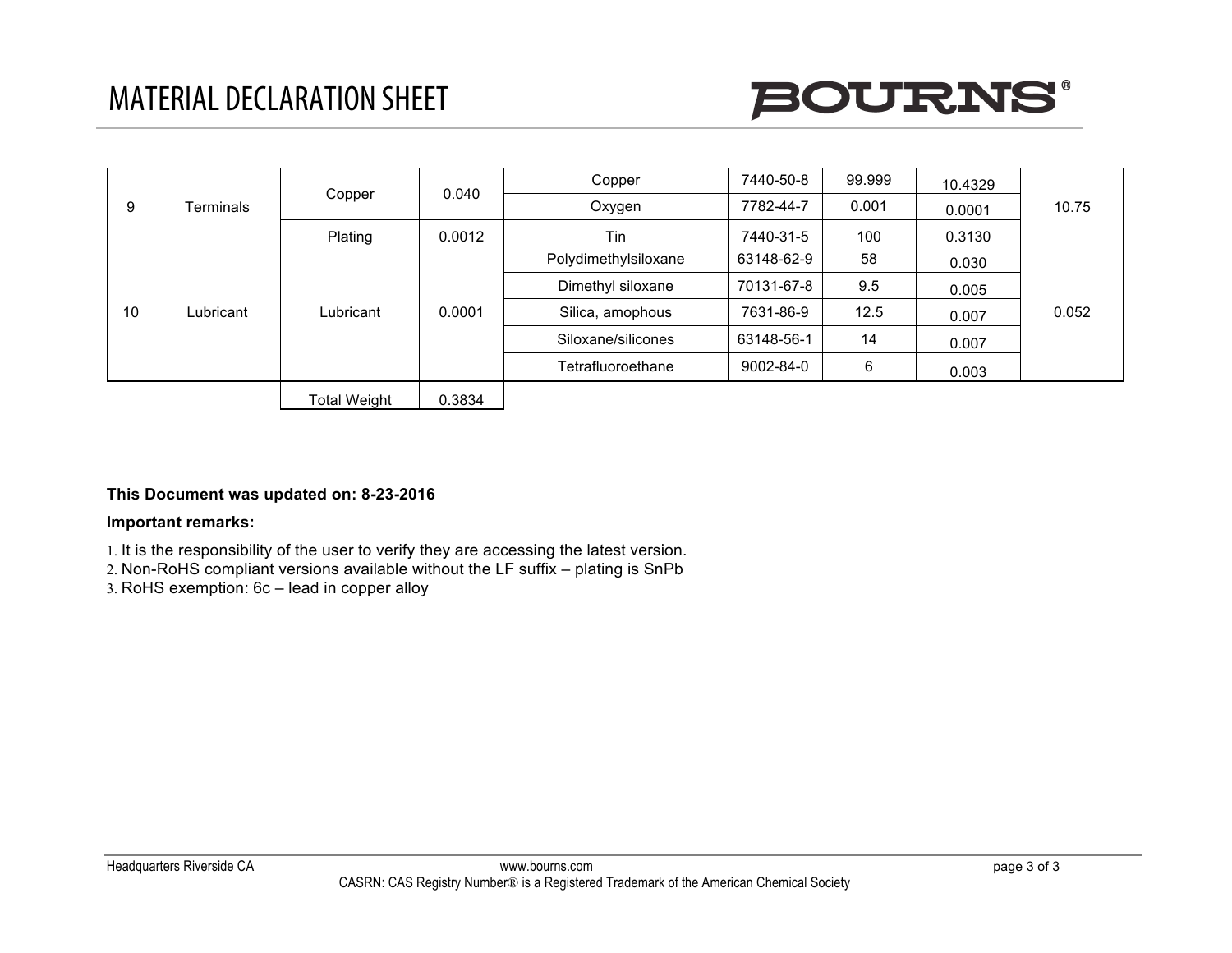# MATERIAL DECLARATION SHEET

| | | | | | | | | |
|---|---|---|---|---|---|---|---|---|
| 9 | Terminals | Copper | 0.040 | Copper | 7440-50-8 | 99.999 | 10.4329 | 10.75 |
| | | | | Oxygen | 7782-44-7 | 0.001 | 0.0001 | |
| | | Plating | 0.0012 | Tin | 7440-31-5 | 100 | 0.3130 | |
| 10 | Lubricant | Lubricant | 0.0001 | Polydimethylsiloxane | 63148-62-9 | 58 | 0.030 | 0.052 |
| | | | | Dimethyl siloxane | 70131-67-8 | 9.5 | 0.005 | |
| | | | | Silica, amophous | 7631-86-9 | 12.5 | 0.007 | |
| | | | | Siloxane/silicones | 63148-56-1 | 14 | 0.007 | |
| | | | | Tetrafluoroethane | 9002-84-0 | 6 | 0.003 | |
| | | Total Weight | 0.3834 | | | | | |

**This Document was updated on: 8-23-2016**

**Important remarks:**

1. It is the responsibility of the user to verify they are accessing the latest version.
2. Non-RoHS compliant versions available without the LF suffix – plating is SnPb
3. RoHS exemption: 6c – lead in copper alloy

Headquarters Riverside CA www.bourns.com

CASRN: CAS Registry Number® is a Registered Trademark of the American Chemical Society